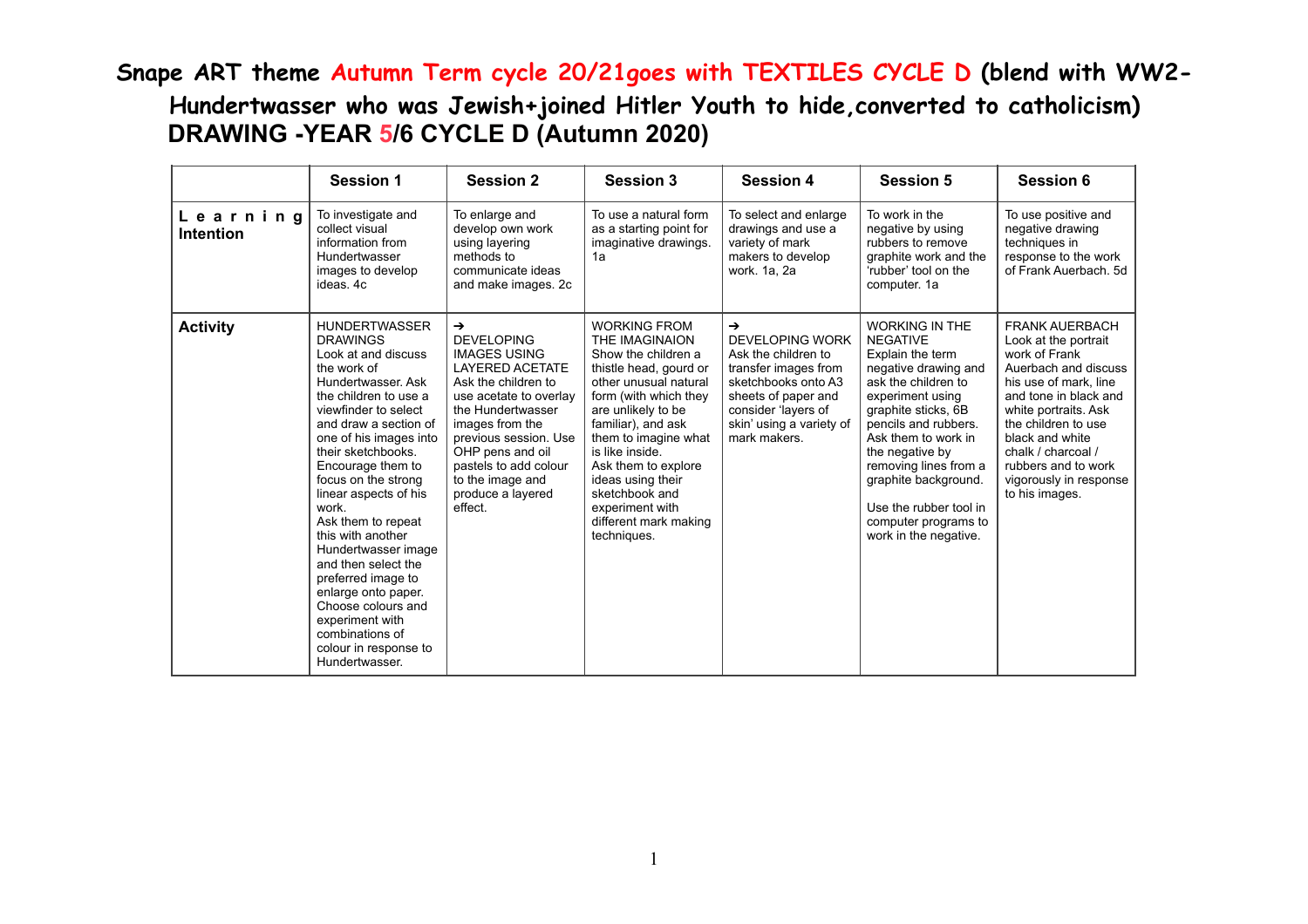# Snape ART theme Autumn Term cycle 20/21goes with TEXTILES CYCLE D (blend with WW2- Hundertwasser who was Jewish+joined Hitler Youth to hide,converted to catholicism)

## DRAWING -YEAR 5/6 CYCLE D (Autumn 2020)

| | Session 1 | Session 2 | Session 3 | Session 4 | Session 5 | Session 6 |
|---|---|---|---|---|---|---|
| **Learning Intention** | To investigate and collect visual information from Hundertwasser images to develop ideas. 4c | To enlarge and develop own work using layering methods to communicate ideas and make images. 2c | To use a natural form as a starting point for imaginative drawings. 1a | To select and enlarge drawings and use a variety of mark makers to develop work. 1a, 2a | To work in the negative by using rubbers to remove graphite work and the 'rubber' tool on the computer. 1a | To use positive and negative drawing techniques in response to the work of Frank Auerbach. 5d |
| **Activity** | HUNDERTWASSER DRAWINGS Look at and discuss the work of Hundertwasser. Ask the children to use a viewfinder to select and draw a section of one of his images into their sketchbooks. Encourage them to focus on the strong linear aspects of his work. Ask them to repeat this with another Hundertwasser image and then select the preferred image to enlarge onto paper. Choose colours and experiment with combinations of colour in response to Hundertwasser. | → DEVELOPING IMAGES USING LAYERED ACETATE Ask the children to use acetate to overlay the Hundertwasser images from the previous session. Use OHP pens and oil pastels to add colour to the image and produce a layered effect. | WORKING FROM THE IMAGINAION Show the children a thistle head, gourd or other unusual natural form (with which they are unlikely to be familiar), and ask them to imagine what is like inside. Ask them to explore ideas using their sketchbook and experiment with different mark making techniques. | → DEVELOPING WORK Ask the children to transfer images from sketchbooks onto A3 sheets of paper and consider 'layers of skin' using a variety of mark makers. | WORKING IN THE NEGATIVE Explain the term negative drawing and ask the children to experiment using graphite sticks, 6B pencils and rubbers. Ask them to work in the negative by removing lines from a graphite background. Use the rubber tool in computer programs to work in the negative. | FRANK AUERBACH Look at the portrait work of Frank Auerbach and discuss his use of mark, line and tone in black and white portraits. Ask the children to use black and white chalk / charcoal / rubbers and to work vigorously in response to his images. |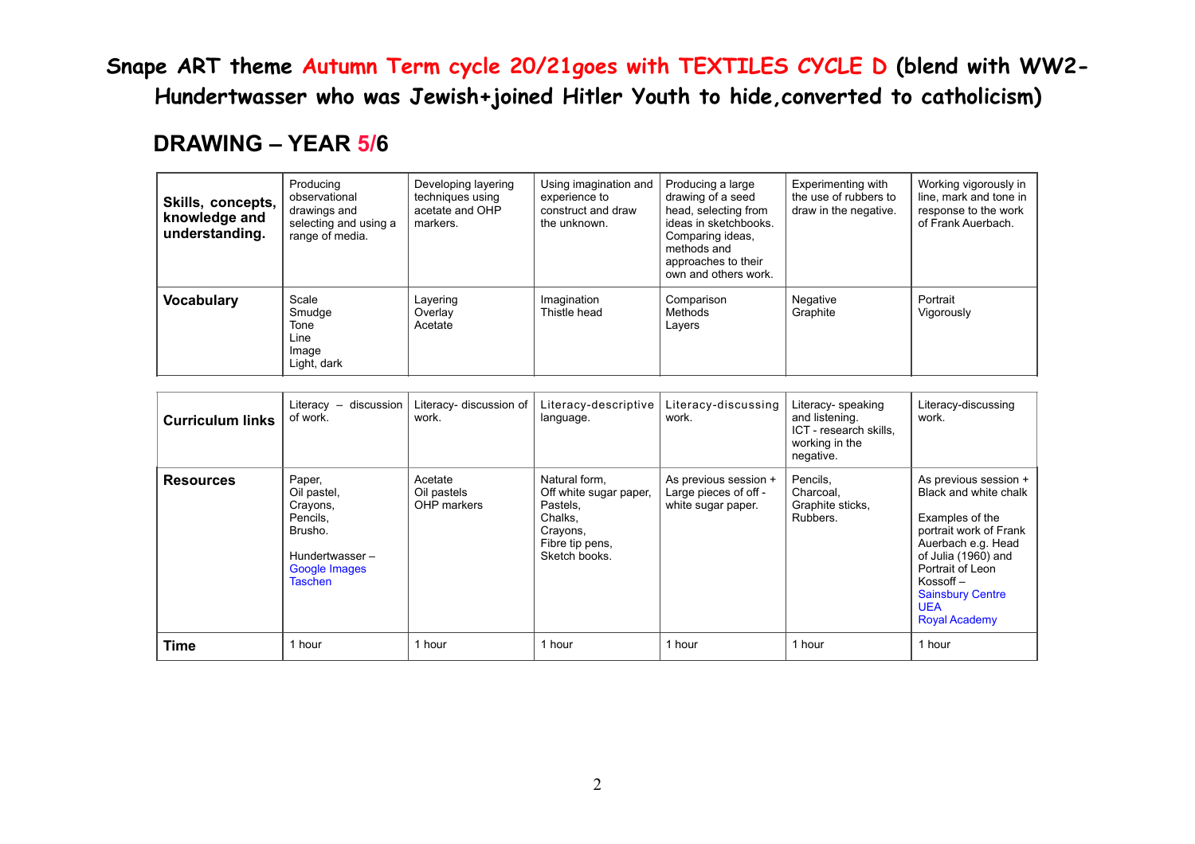# Snape ART theme Autumn Term cycle 20/21goes with TEXTILES CYCLE D (blend with WW2- Hundertwasser who was Jewish+joined Hitler Youth to hide,converted to catholicism)

## DRAWING – YEAR 5/6

| **Skills, concepts, knowledge and understanding.** | Producing observational drawings and selecting and using a range of media. | Developing layering techniques using acetate and OHP markers. | Using imagination and experience to construct and draw the unknown. | Producing a large drawing of a seed head, selecting from ideas in sketchbooks. Comparing ideas, methods and approaches to their own and others work. | Experimenting with the use of rubbers to draw in the negative. | Working vigorously in line, mark and tone in response to the work of Frank Auerbach. |
|---|---|---|---|---|---|---|
| **Vocabulary** | Scale<br>Smudge<br>Tone<br>Line<br>Image<br>Light, dark | Layering<br>Overlay<br>Acetate | Imagination<br>Thistle head | Comparison<br>Methods<br>Layers | Negative<br>Graphite | Portrait<br>Vigorously |
| **Curriculum links** | Literacy – discussion of work. | Literacy- discussion of work. | Literacy-descriptive language. | Literacy-discussing work. | Literacy- speaking and listening.<br>ICT - research skills, working in the negative. | Literacy-discussing work. |
| **Resources** | Paper,<br>Oil pastel,<br>Crayons,<br>Pencils,<br>Brusho.<br><br>Hundertwasser –<br>Google Images<br>Taschen | Acetate<br>Oil pastels<br>OHP markers | Natural form,<br>Off white sugar paper,<br>Pastels,<br>Chalks,<br>Crayons,<br>Fibre tip pens,<br>Sketch books. | As previous session + Large pieces of off - white sugar paper. | Pencils,<br>Charcoal,<br>Graphite sticks,<br>Rubbers. | As previous session + Black and white chalk<br><br>Examples of the portrait work of Frank Auerbach e.g. Head of Julia (1960) and Portrait of Leon Kossoff –<br>Sainsbury Centre<br>UEA<br>Royal Academy |
| **Time** | 1 hour | 1 hour | 1 hour | 1 hour | 1 hour | 1 hour |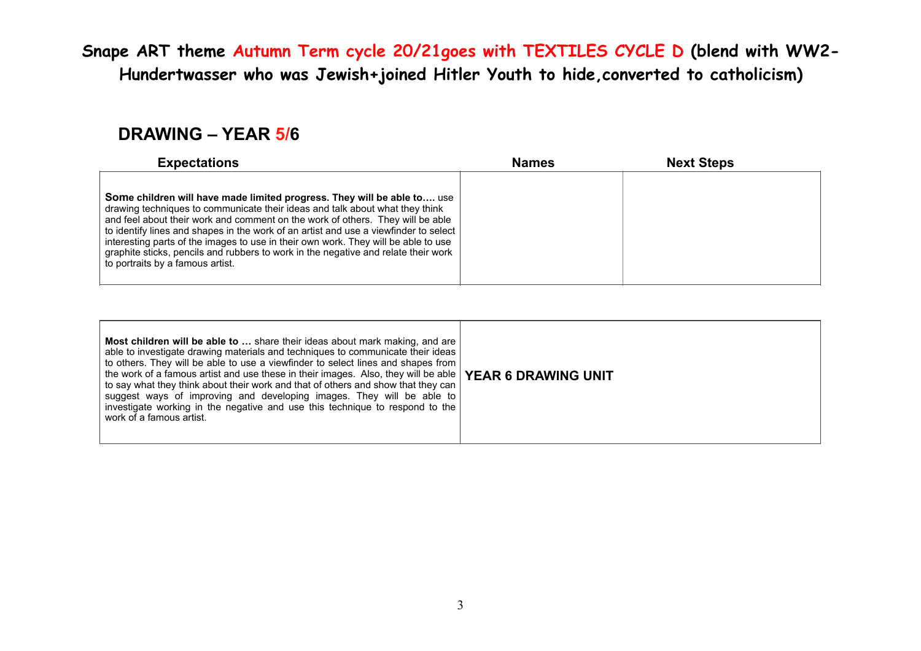# Snape ART theme Autumn Term cycle 20/21goes with TEXTILES CYCLE D (blend with WW2-Hundertwasser who was Jewish+joined Hitler Youth to hide,converted to catholicism)

## DRAWING – YEAR 5/6

| Expectations | Names | Next Steps |
|---|---|---|
| **Some children will have made limited progress. They will be able to….** use drawing techniques to communicate their ideas and talk about what they think and feel about their work and comment on the work of others. They will be able to identify lines and shapes in the work of an artist and use a viewfinder to select interesting parts of the images to use in their own work. They will be able to use graphite sticks, pencils and rubbers to work in the negative and relate their work to portraits by a famous artist. | | |

| | |
|---|---|
| **Most children will be able to …** share their ideas about mark making, and are able to investigate drawing materials and techniques to communicate their ideas to others. They will be able to use a viewfinder to select lines and shapes from the work of a famous artist and use these in their images. Also, they will be able to say what they think about their work and that of others and show that they can suggest ways of improving and developing images. They will be able to investigate working in the negative and use this technique to respond to the work of a famous artist. | **YEAR 6 DRAWING UNIT** |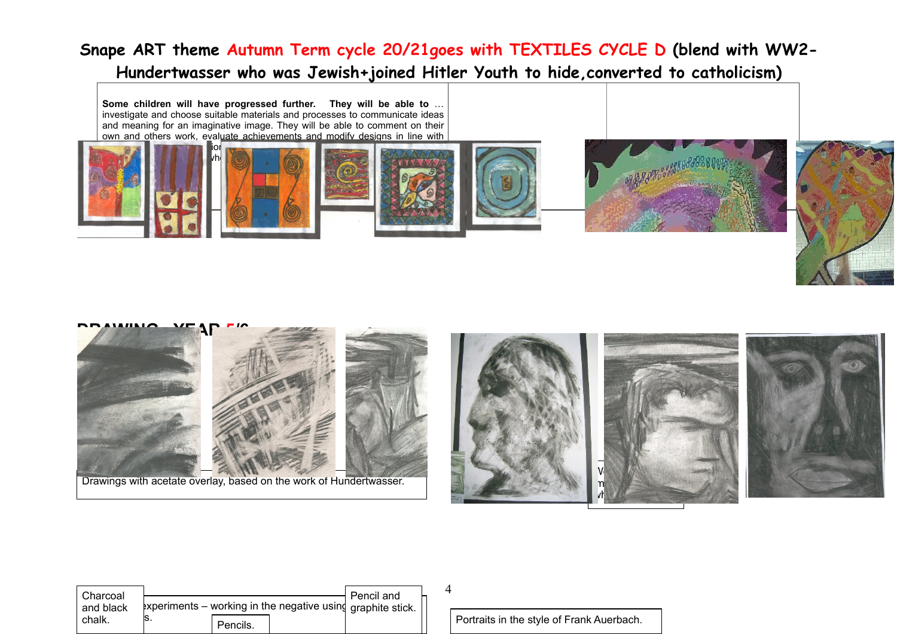**Snape ART theme** Autumn Term cycle 20/21goes with TEXTILES CYCLE D **(blend with WW2-Hundertwasser who was Jewish+joined Hitler Youth to hide,converted to catholicism)**

**Some children will have progressed further. They will be able to** … investigate and choose suitable materials and processes to communicate ideas and meaning for an imaginative image. They will be able to comment on their own and others work, evaluate achievements and modify designs in line with

**DRAWING - YEAR 5/6**

Drawings with acetate overlay, based on the work of Hundertwasser.

Charcoal and black chalk.

experiments – working in the negative using s.

Pencils.

Pencil and graphite stick.

Portraits in the style of Frank Auerbach.